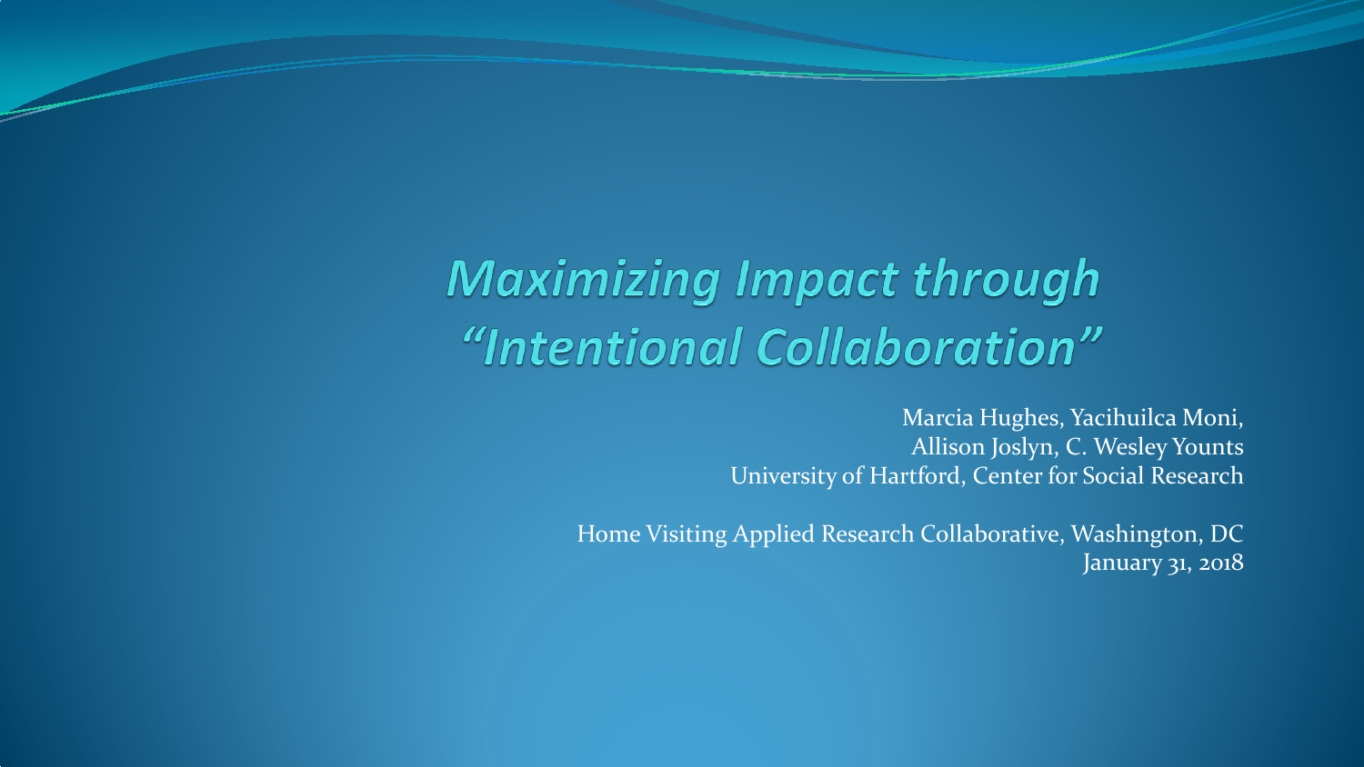# *Maximizing Impact through "Intentional Collaboration"*

Marcia Hughes, Yacihuilca Moni,
Allison Joslyn, C. Wesley Younts
University of Hartford, Center for Social Research

Home Visiting Applied Research Collaborative, Washington, DC
January 31, 2018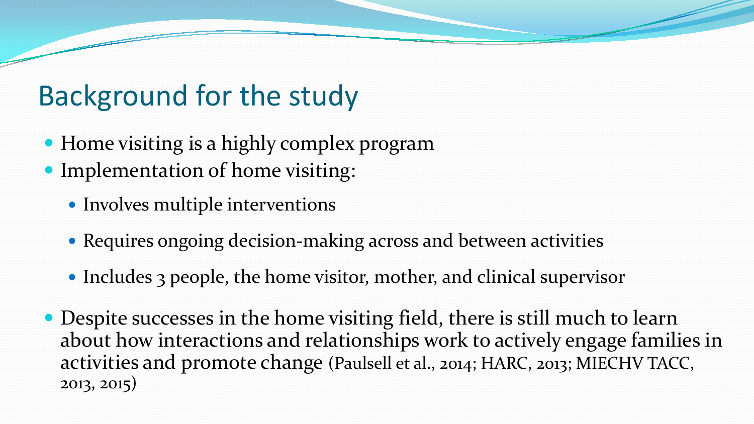# Background for the study

- Home visiting is a highly complex program
- Implementation of home visiting:
  - Involves multiple interventions
  - Requires ongoing decision-making across and between activities
  - Includes 3 people, the home visitor, mother, and clinical supervisor
- Despite successes in the home visiting field, there is still much to learn about how interactions and relationships work to actively engage families in activities and promote change (Paulsell et al., 2014; HARC, 2013; MIECHV TACC, 2013, 2015)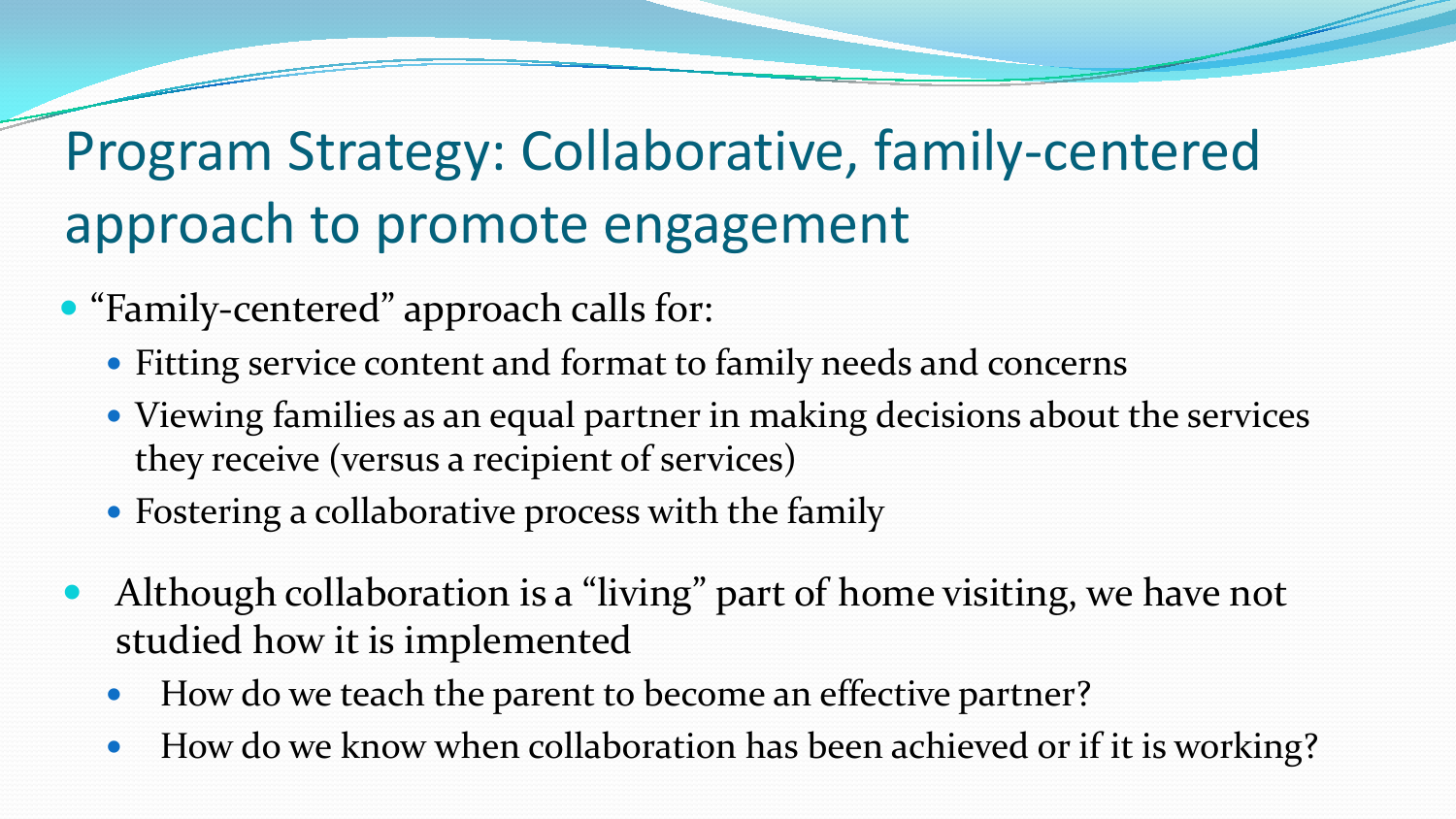# Program Strategy: Collaborative, family-centered approach to promote engagement

- "Family-centered" approach calls for:
  - Fitting service content and format to family needs and concerns
  - Viewing families as an equal partner in making decisions about the services they receive (versus a recipient of services)
  - Fostering a collaborative process with the family

- Although collaboration is a "living" part of home visiting, we have not studied how it is implemented
  - How do we teach the parent to become an effective partner?
  - How do we know when collaboration has been achieved or if it is working?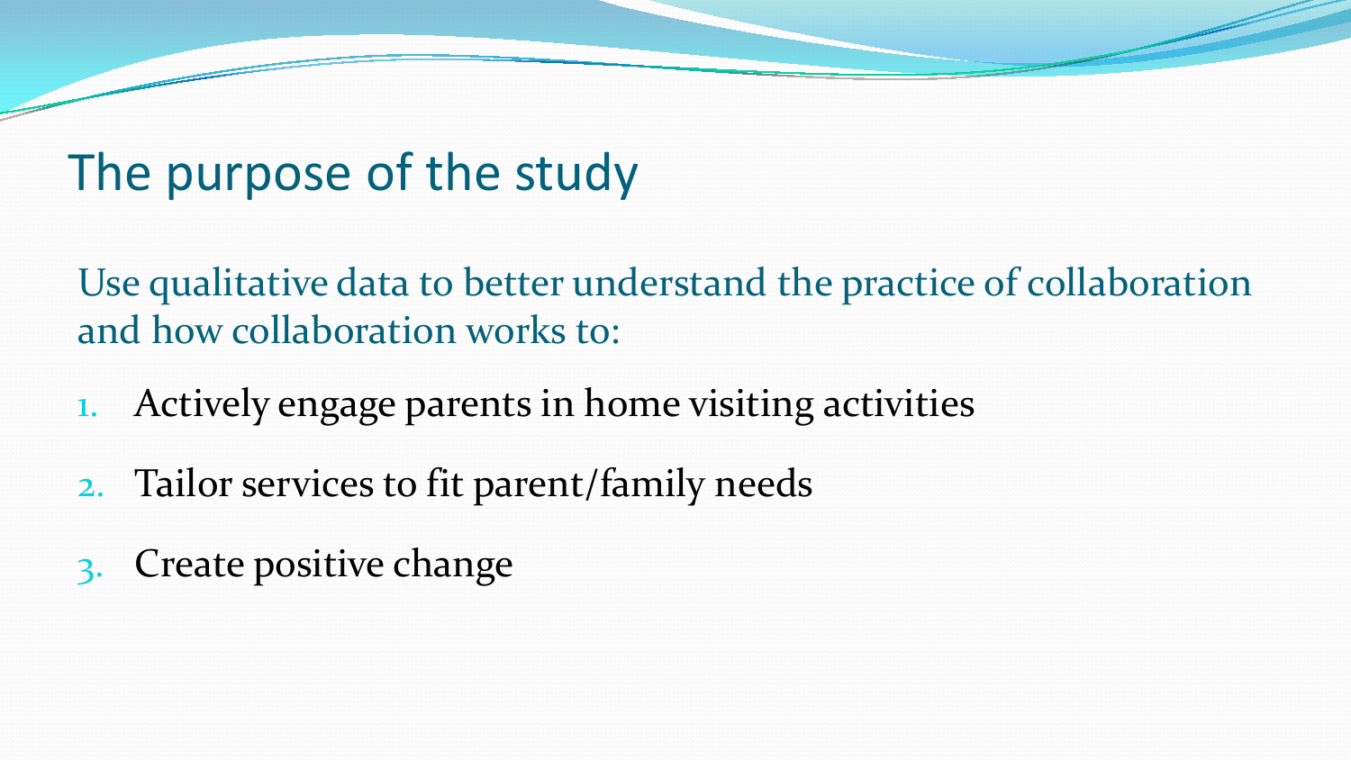# The purpose of the study

Use qualitative data to better understand the practice of collaboration and how collaboration works to:

1. Actively engage parents in home visiting activities
2. Tailor services to fit parent/family needs
3. Create positive change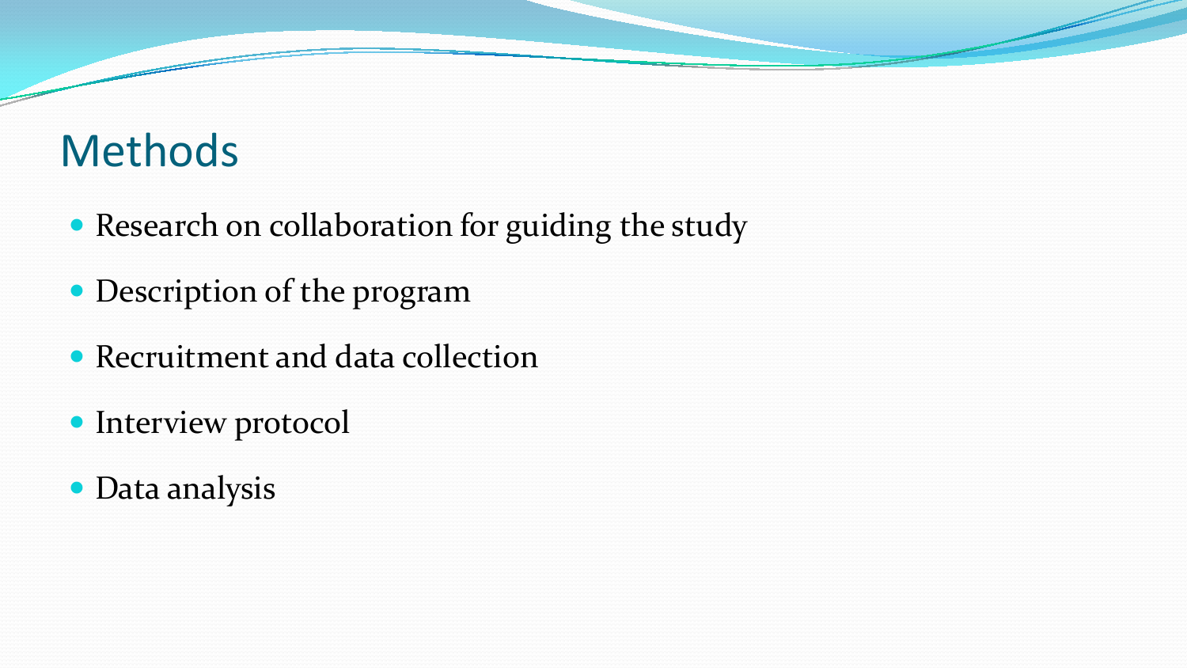# Methods

- Research on collaboration for guiding the study
- Description of the program
- Recruitment and data collection
- Interview protocol
- Data analysis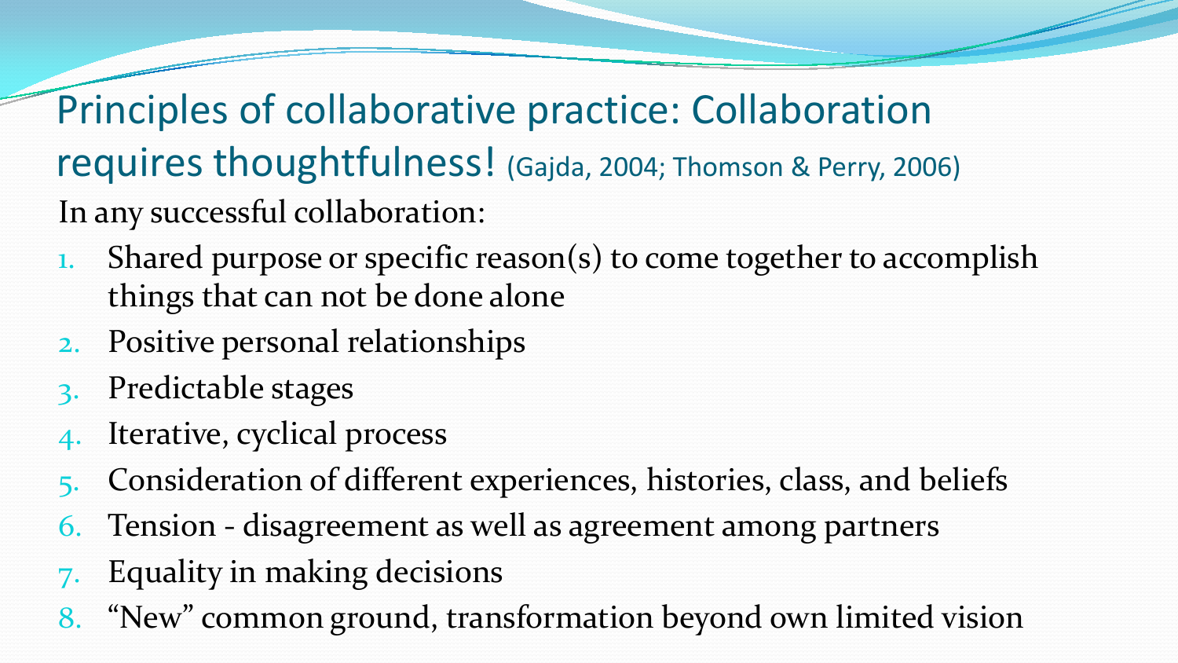# Principles of collaborative practice: Collaboration requires thoughtfulness! (Gajda, 2004; Thomson & Perry, 2006)

In any successful collaboration:

1. Shared purpose or specific reason(s) to come together to accomplish things that can not be done alone
2. Positive personal relationships
3. Predictable stages
4. Iterative, cyclical process
5. Consideration of different experiences, histories, class, and beliefs
6. Tension - disagreement as well as agreement among partners
7. Equality in making decisions
8. “New” common ground, transformation beyond own limited vision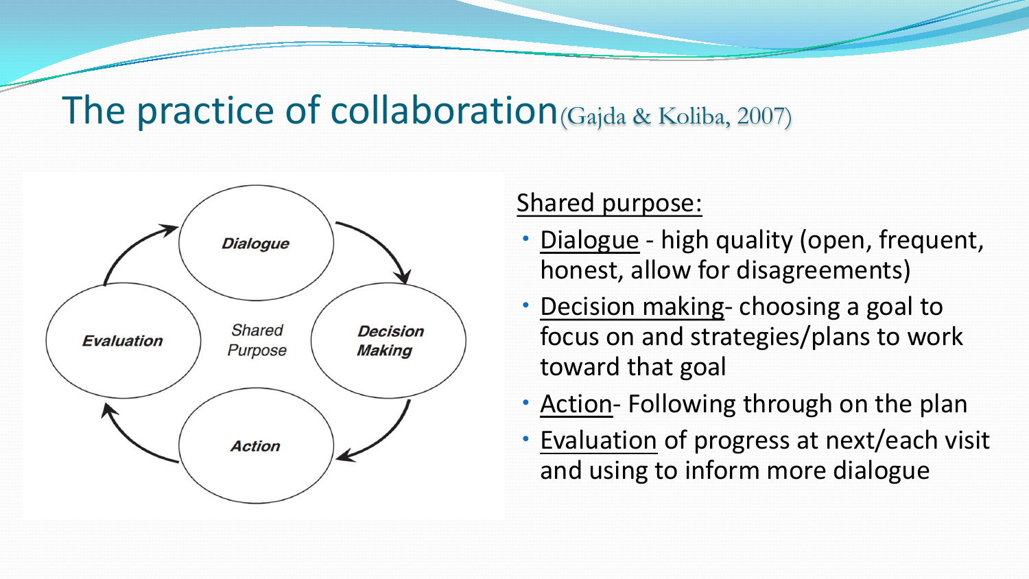# The practice of collaboration (Gajda & Koliba, 2007)

Dialogue → Decision Making → Action → Evaluation → Dialogue

Shared Purpose

Shared purpose:

- Dialogue - high quality (open, frequent, honest, allow for disagreements)
- Decision making- choosing a goal to focus on and strategies/plans to work toward that goal
- Action- Following through on the plan
- Evaluation of progress at next/each visit and using to inform more dialogue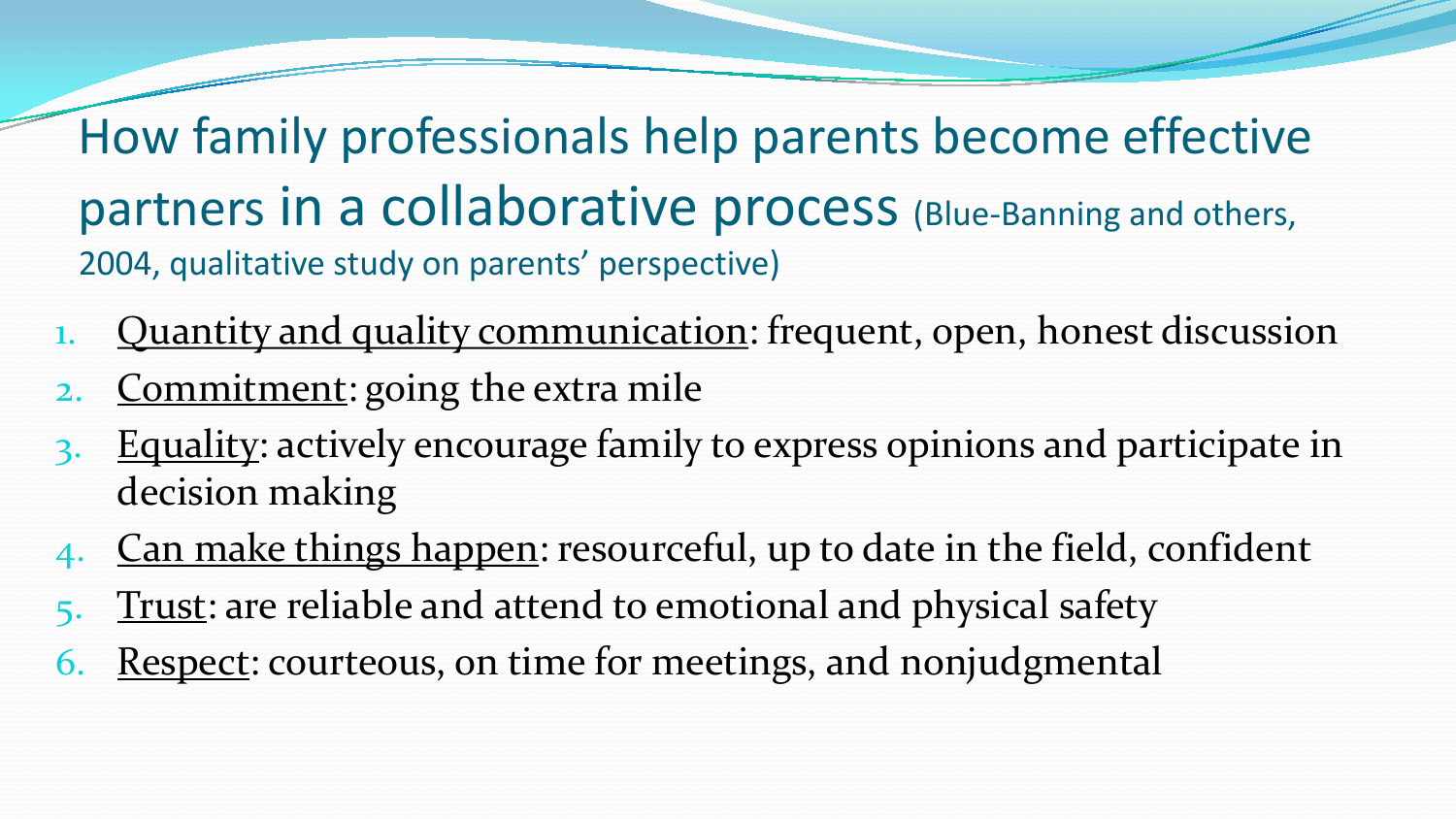## How family professionals help parents become effective partners in a collaborative process (Blue-Banning and others, 2004, qualitative study on parents' perspective)

1. Quantity and quality communication: frequent, open, honest discussion
2. Commitment: going the extra mile
3. Equality: actively encourage family to express opinions and participate in decision making
4. Can make things happen: resourceful, up to date in the field, confident
5. Trust: are reliable and attend to emotional and physical safety
6. Respect: courteous, on time for meetings, and nonjudgmental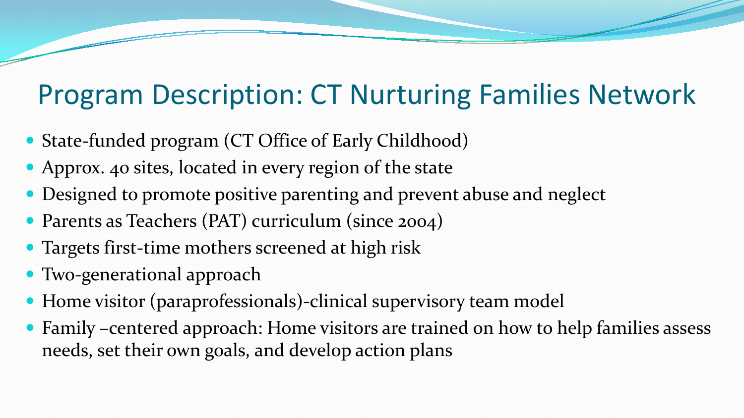# Program Description: CT Nurturing Families Network

- State-funded program (CT Office of Early Childhood)
- Approx. 40 sites, located in every region of the state
- Designed to promote positive parenting and prevent abuse and neglect
- Parents as Teachers (PAT) curriculum (since 2004)
- Targets first-time mothers screened at high risk
- Two-generational approach
- Home visitor (paraprofessionals)-clinical supervisory team model
- Family –centered approach: Home visitors are trained on how to help families assess needs, set their own goals, and develop action plans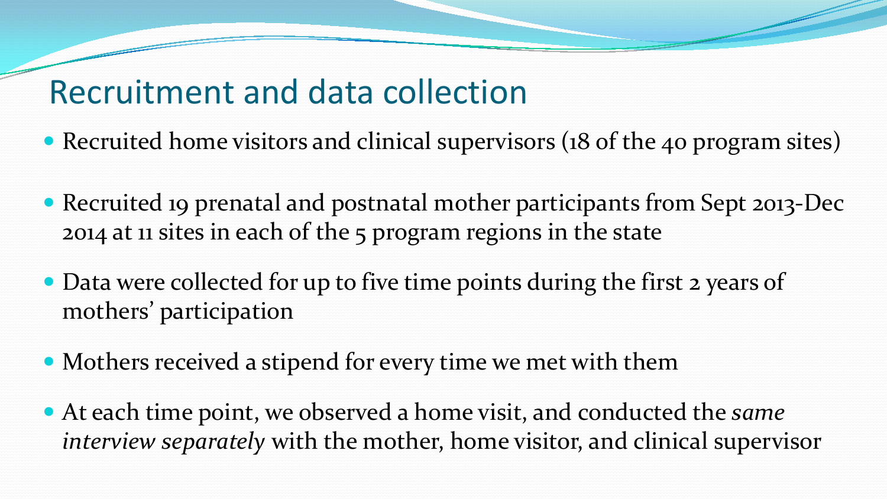# Recruitment and data collection

- Recruited home visitors and clinical supervisors (18 of the 40 program sites)
- Recruited 19 prenatal and postnatal mother participants from Sept 2013-Dec 2014 at 11 sites in each of the 5 program regions in the state
- Data were collected for up to five time points during the first 2 years of mothers' participation
- Mothers received a stipend for every time we met with them
- At each time point, we observed a home visit, and conducted the *same interview separately* with the mother, home visitor, and clinical supervisor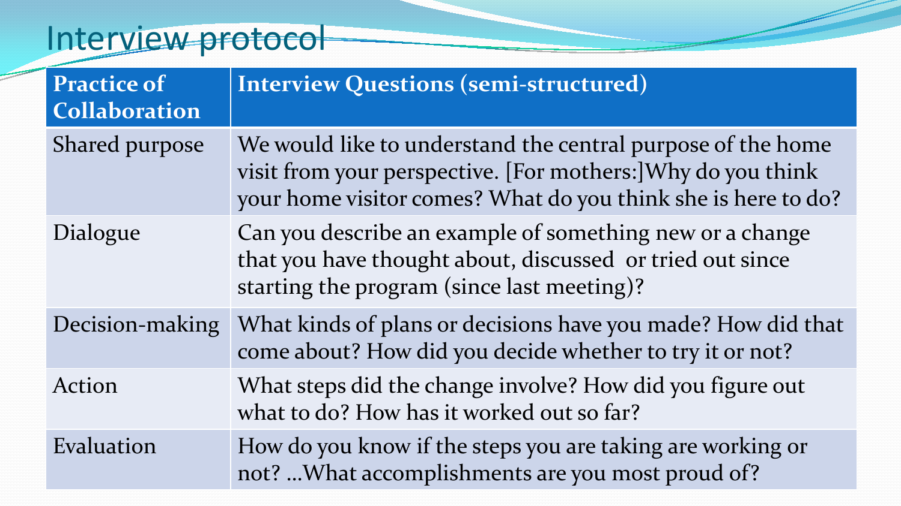# Interview protocol

| Practice of Collaboration | Interview Questions (semi-structured) |
| --- | --- |
| Shared purpose | We would like to understand the central purpose of the home visit from your perspective. [For mothers:]Why do you think your home visitor comes? What do you think she is here to do? |
| Dialogue | Can you describe an example of something new or a change that you have thought about, discussed or tried out since starting the program (since last meeting)? |
| Decision-making | What kinds of plans or decisions have you made? How did that come about? How did you decide whether to try it or not? |
| Action | What steps did the change involve? How did you figure out what to do? How has it worked out so far? |
| Evaluation | How do you know if the steps you are taking are working or not? …What accomplishments are you most proud of? |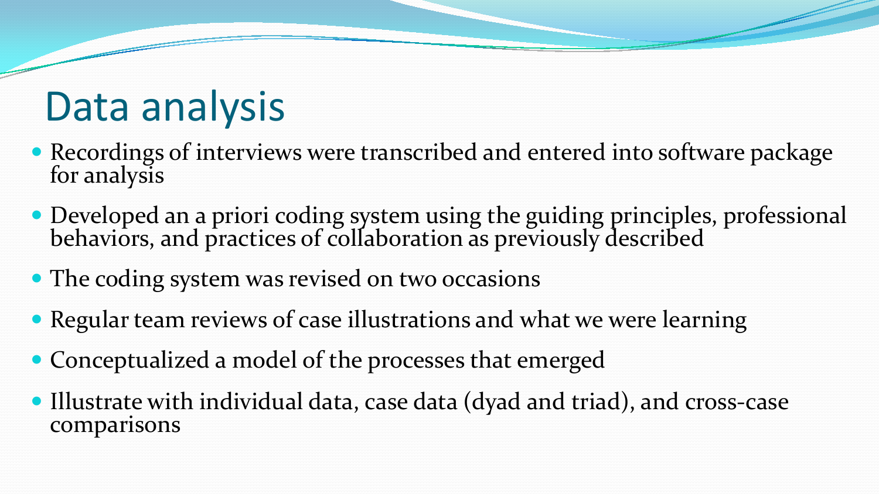# Data analysis

- Recordings of interviews were transcribed and entered into software package for analysis
- Developed an a priori coding system using the guiding principles, professional behaviors, and practices of collaboration as previously described
- The coding system was revised on two occasions
- Regular team reviews of case illustrations and what we were learning
- Conceptualized a model of the processes that emerged
- Illustrate with individual data, case data (dyad and triad), and cross-case comparisons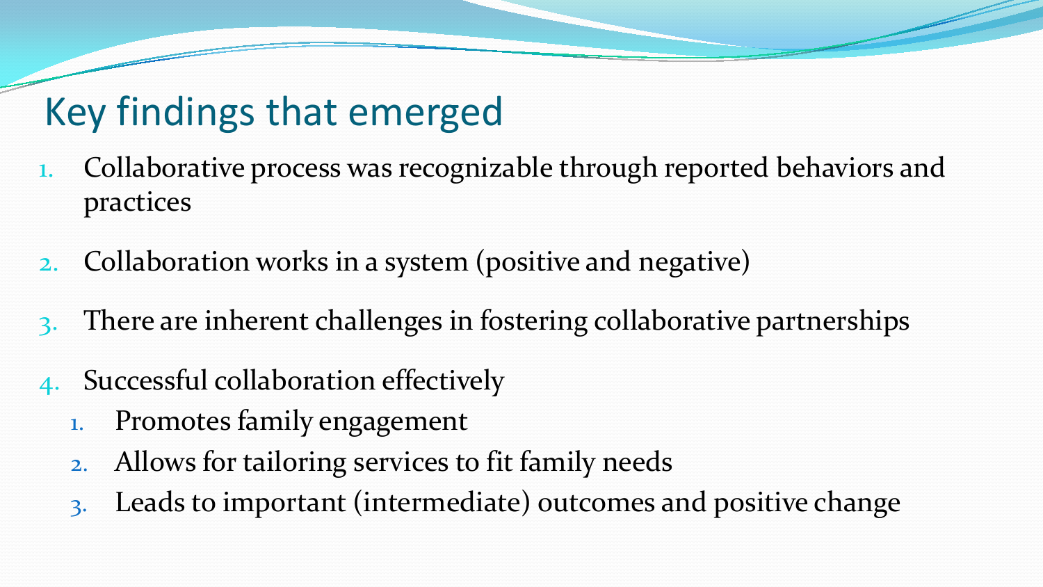# Key findings that emerged

1. Collaborative process was recognizable through reported behaviors and practices
2. Collaboration works in a system (positive and negative)
3. There are inherent challenges in fostering collaborative partnerships
4. Successful collaboration effectively
    1. Promotes family engagement
    2. Allows for tailoring services to fit family needs
    3. Leads to important (intermediate) outcomes and positive change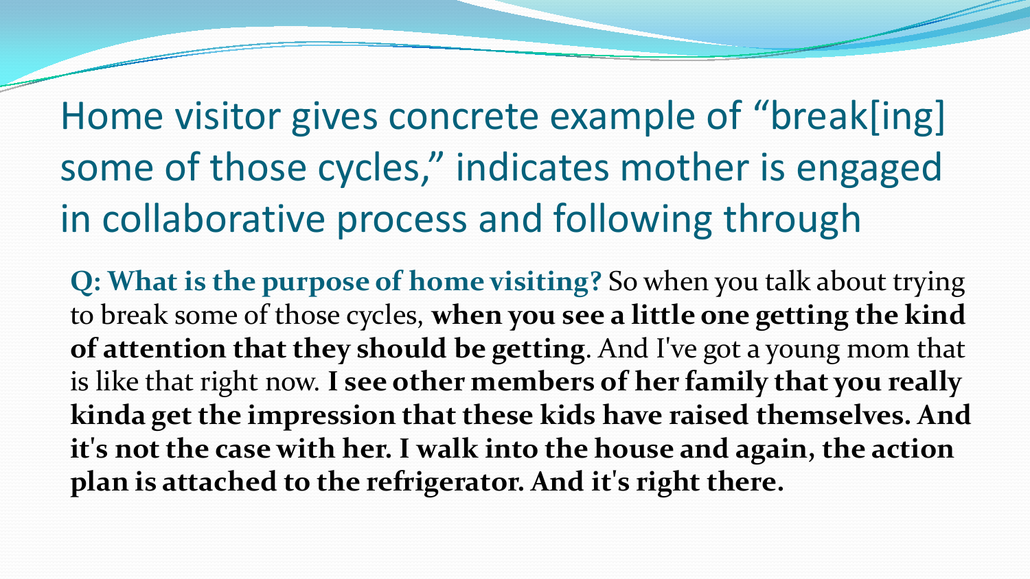# Home visitor gives concrete example of "break[ing] some of those cycles," indicates mother is engaged in collaborative process and following through

**Q: What is the purpose of home visiting?** So when you talk about trying to break some of those cycles, **when you see a little one getting the kind of attention that they should be getting**. And I've got a young mom that is like that right now. **I see other members of her family that you really kinda get the impression that these kids have raised themselves. And it's not the case with her. I walk into the house and again, the action plan is attached to the refrigerator. And it's right there.**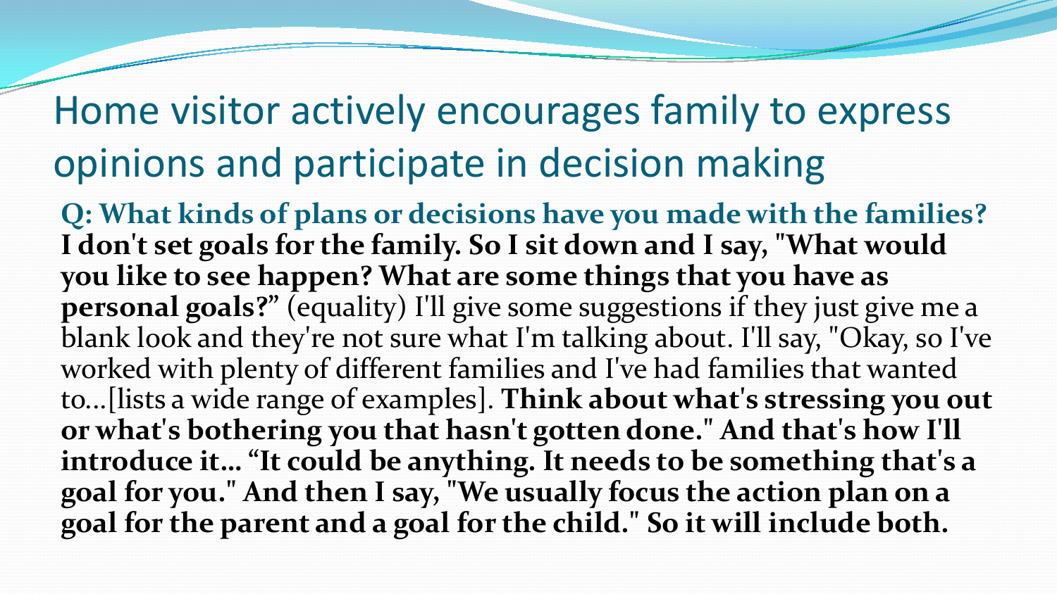# Home visitor actively encourages family to express opinions and participate in decision making

**Q: What kinds of plans or decisions have you made with the families?**
**I don't set goals for the family. So I sit down and I say, "What would you like to see happen? What are some things that you have as personal goals?"** (equality) I'll give some suggestions if they just give me a blank look and they're not sure what I'm talking about. I'll say, "Okay, so I've worked with plenty of different families and I've had families that wanted to…[lists a wide range of examples]. **Think about what's stressing you out or what's bothering you that hasn't gotten done." And that's how I'll introduce it… "It could be anything. It needs to be something that's a goal for you." And then I say, "We usually focus the action plan on a goal for the parent and a goal for the child." So it will include both.**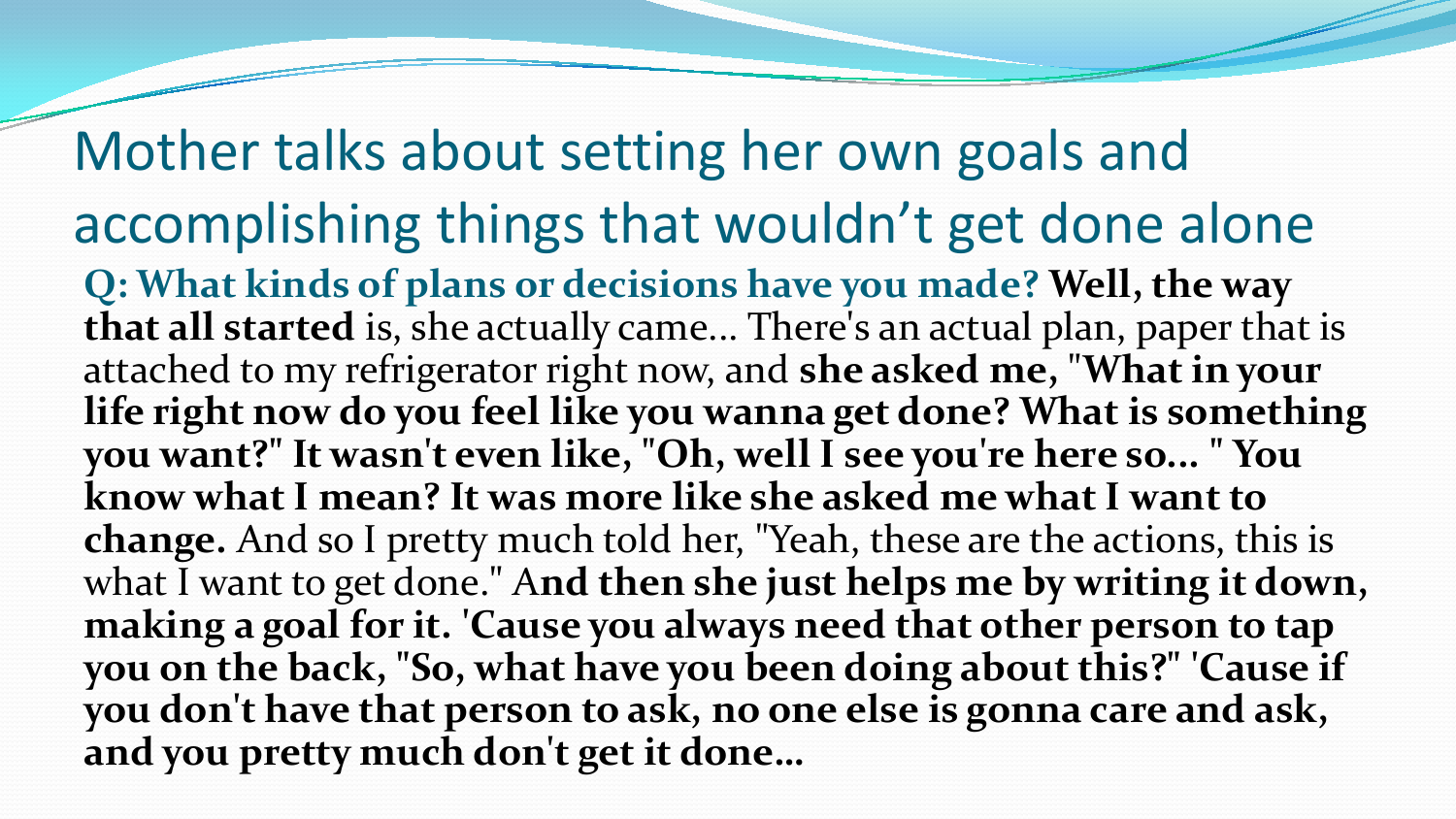# Mother talks about setting her own goals and accomplishing things that wouldn't get done alone

**Q: What kinds of plans or decisions have you made? Well, the way that all started** is, she actually came… There's an actual plan, paper that is attached to my refrigerator right now, and **she asked me, "What in your life right now do you feel like you wanna get done? What is something you want?" It wasn't even like, "Oh, well I see you're here so… " You know what I mean? It was more like she asked me what I want to change.** And so I pretty much told her, "Yeah, these are the actions, this is what I want to get done." A**nd then she just helps me by writing it down, making a goal for it. 'Cause you always need that other person to tap you on the back, "So, what have you been doing about this?" 'Cause if you don't have that person to ask, no one else is gonna care and ask, and you pretty much don't get it done…**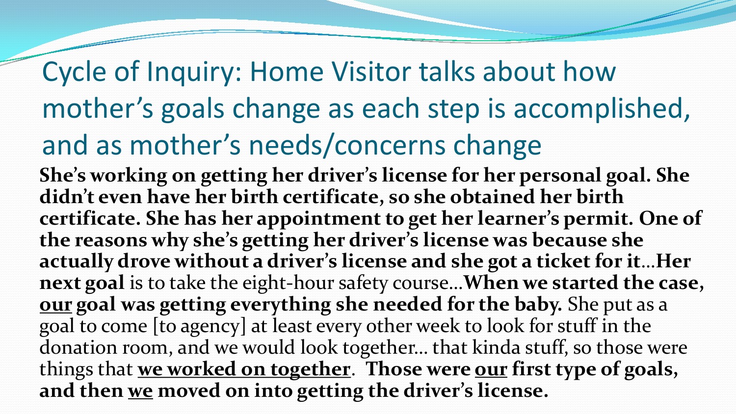# Cycle of Inquiry: Home Visitor talks about how mother's goals change as each step is accomplished, and as mother's needs/concerns change

**She's working on getting her driver's license for her personal goal. She didn't even have her birth certificate, so she obtained her birth certificate. She has her appointment to get her learner's permit. One of the reasons why she's getting her driver's license was because she actually drove without a driver's license and she got a ticket for it**…**Her next goal** is to take the eight-hour safety course…**When we started the case, <u>our</u> goal was getting everything she needed for the baby.** She put as a goal to come [to agency] at least every other week to look for stuff in the donation room, and we would look together… that kinda stuff, so those were things that **<u>we worked on together</u>**. **Those were <u>our</u> first type of goals, and then <u>we</u> moved on into getting the driver's license.**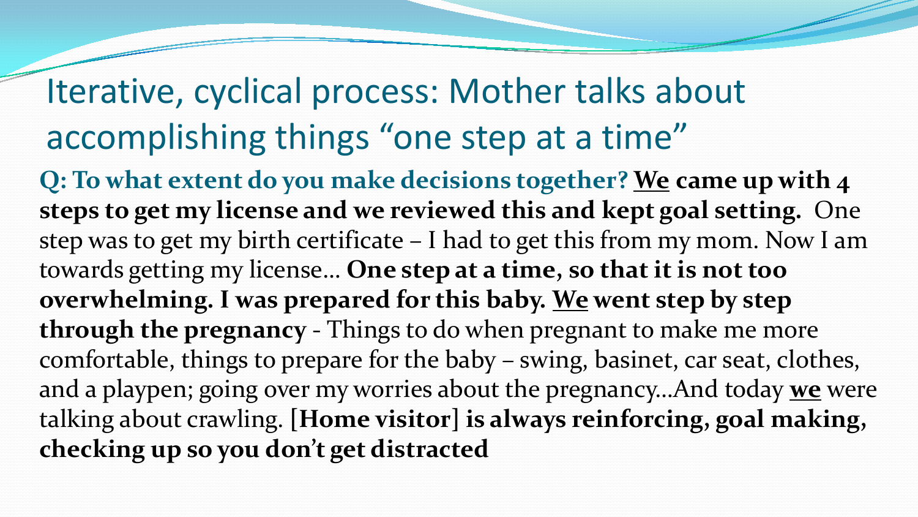# Iterative, cyclical process: Mother talks about accomplishing things "one step at a time"

**Q: To what extent do you make decisions together? <u>We</u> came up with 4 steps to get my license and we reviewed this and kept goal setting.** One step was to get my birth certificate – I had to get this from my mom. Now I am towards getting my license… **One step at a time, so that it is not too overwhelming. I was prepared for this baby. <u>We</u> went step by step through the pregnancy** - Things to do when pregnant to make me more comfortable, things to prepare for the baby – swing, basinet, car seat, clothes, and a playpen; going over my worries about the pregnancy…And today **<u>we</u>** were talking about crawling. [**Home visitor**] **is always reinforcing, goal making, checking up so you don't get distracted**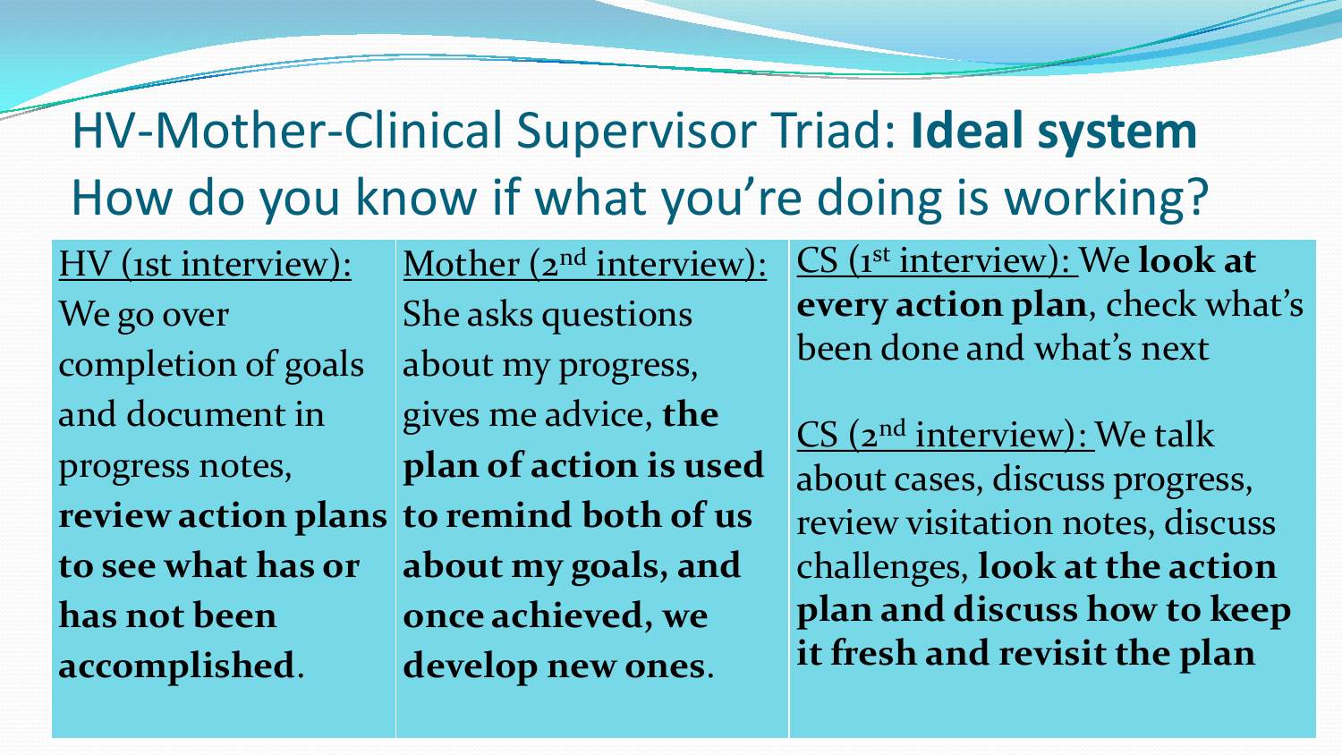# HV-Mother-Clinical Supervisor Triad: **Ideal system**

## How do you know if what you're doing is working?

| HV (1st interview): | Mother (2nd interview): | CS (1st interview): We **look at every action plan**, check what's been done and what's next |
|---|---|---|
| We go over completion of goals and document in progress notes, **review action plans to see what has or has not been accomplished**. | She asks questions about my progress, gives me advice, **the plan of action is used to remind both of us about my goals, and once achieved, we develop new ones**. | CS (2nd interview): We talk about cases, discuss progress, review visitation notes, discuss challenges, **look at the action plan and discuss how to keep it fresh and revisit the plan** |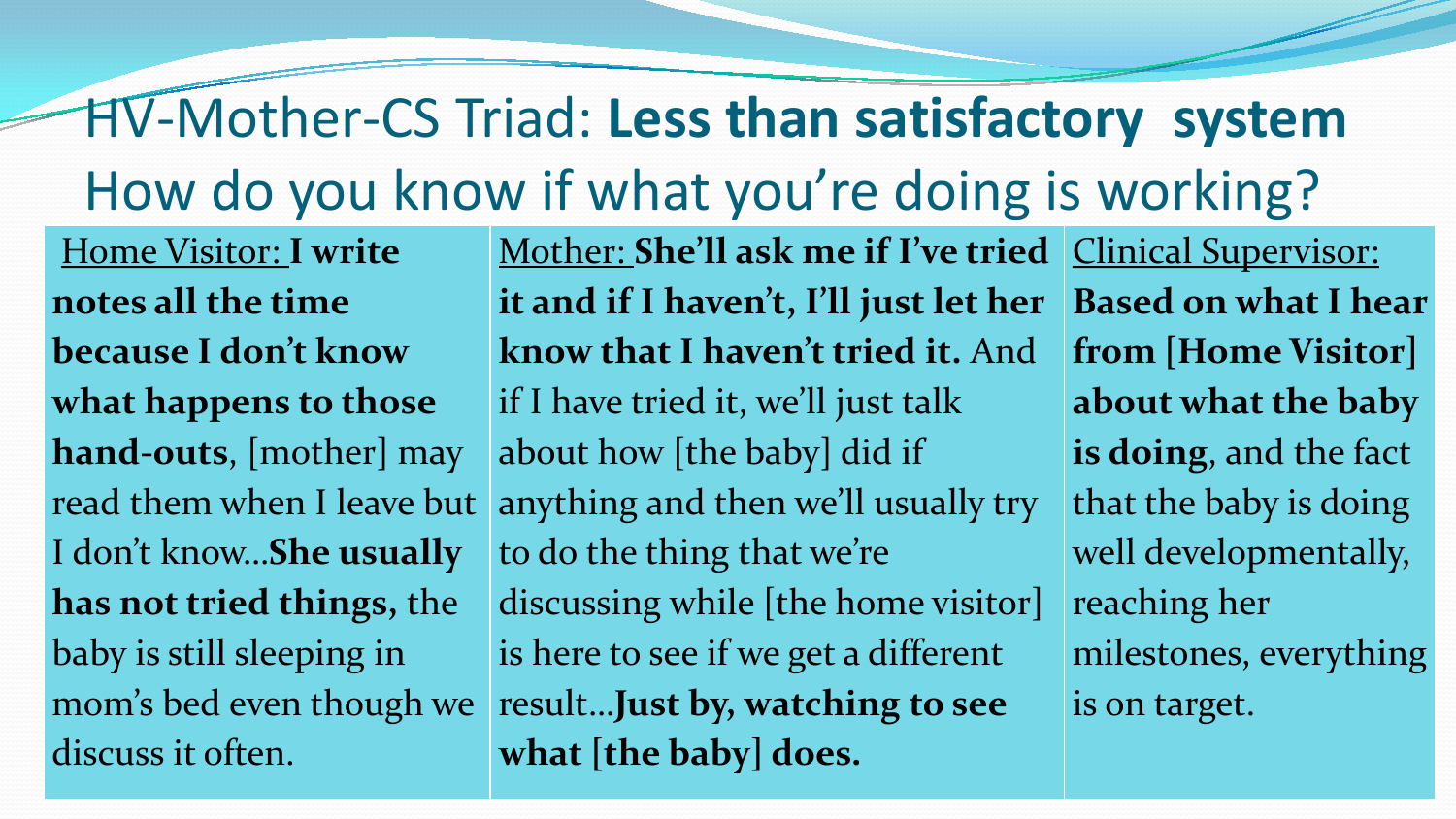# HV-Mother-CS Triad: **Less than satisfactory system**

## How do you know if what you're doing is working?

| Home Visitor: **I write notes all the time because I don't know what happens to those hand-outs**, [mother] may read them when I leave but I don't know…**She usually has not tried things,** the baby is still sleeping in mom's bed even though we discuss it often. | Mother: **She'll ask me if I've tried it and if I haven't, I'll just let her know that I haven't tried it.** And if I have tried it, we'll just talk about how [the baby] did if anything and then we'll usually try to do the thing that we're discussing while [the home visitor] is here to see if we get a different result…**Just by, watching to see what [the baby] does.** | Clinical Supervisor: **Based on what I hear from [Home Visitor] about what the baby is doing**, and the fact that the baby is doing well developmentally, reaching her milestones, everything is on target. |
|---|---|---|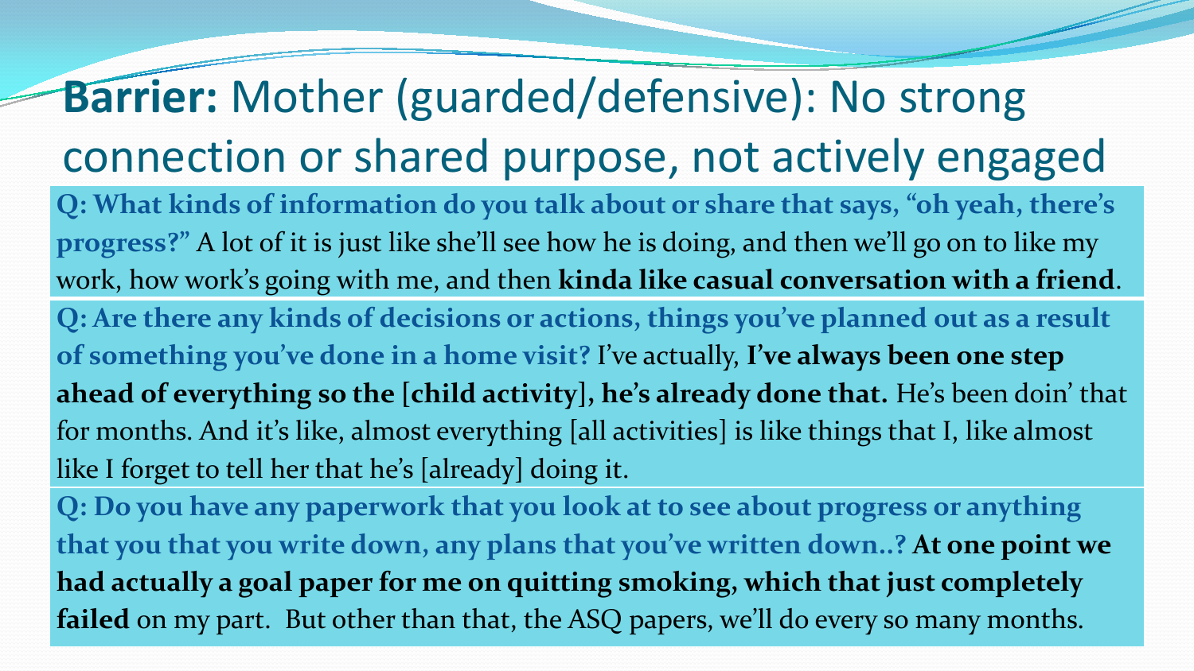# **Barrier:** Mother (guarded/defensive): No strong connection or shared purpose, not actively engaged

**Q: What kinds of information do you talk about or share that says, "oh yeah, there's progress?"** A lot of it is just like she'll see how he is doing, and then we'll go on to like my work, how work's going with me, and then **kinda like casual conversation with a friend**.

**Q: Are there any kinds of decisions or actions, things you've planned out as a result of something you've done in a home visit?** I've actually, **I've always been one step ahead of everything so the [child activity], he's already done that.** He's been doin' that for months. And it's like, almost everything [all activities] is like things that I, like almost like I forget to tell her that he's [already] doing it.

**Q: Do you have any paperwork that you look at to see about progress or anything that you that you write down, any plans that you've written down..?** **At one point we had actually a goal paper for me on quitting smoking, which that just completely failed** on my part. But other than that, the ASQ papers, we'll do every so many months.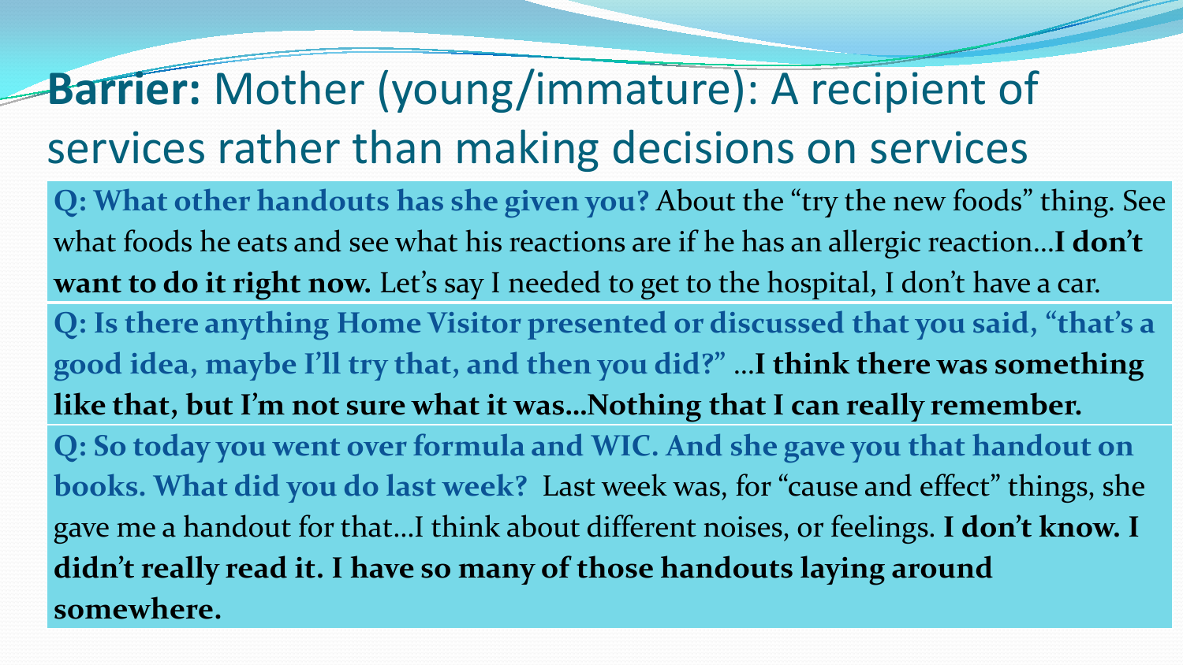# **Barrier:** Mother (young/immature): A recipient of services rather than making decisions on services

**Q: What other handouts has she given you?** About the "try the new foods" thing. See what foods he eats and see what his reactions are if he has an allergic reaction…**I don't want to do it right now.** Let's say I needed to get to the hospital, I don't have a car.

**Q: Is there anything Home Visitor presented or discussed that you said, "that's a good idea, maybe I'll try that, and then you did?"** …**I think there was something like that, but I'm not sure what it was…Nothing that I can really remember.**

**Q: So today you went over formula and WIC. And she gave you that handout on books. What did you do last week?** Last week was, for "cause and effect" things, she gave me a handout for that…I think about different noises, or feelings. **I don't know. I didn't really read it. I have so many of those handouts laying around somewhere.**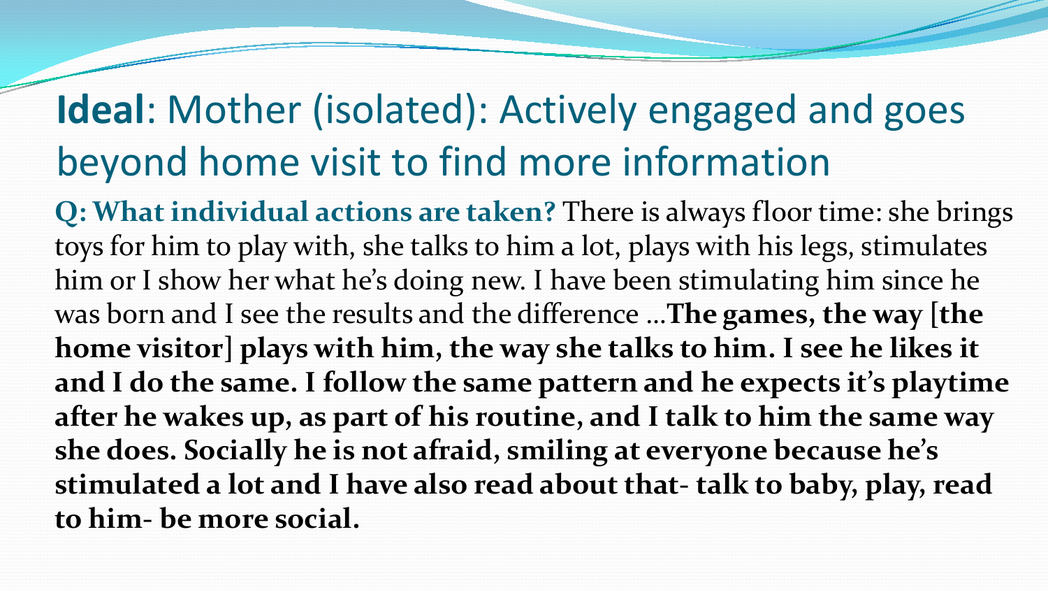# **Ideal**: Mother (isolated): Actively engaged and goes beyond home visit to find more information

**Q: What individual actions are taken?** There is always floor time: she brings toys for him to play with, she talks to him a lot, plays with his legs, stimulates him or I show her what he's doing new. I have been stimulating him since he was born and I see the results and the difference …**The games, the way [the home visitor] plays with him, the way she talks to him. I see he likes it and I do the same. I follow the same pattern and he expects it's playtime after he wakes up, as part of his routine, and I talk to him the same way she does. Socially he is not afraid, smiling at everyone because he's stimulated a lot and I have also read about that- talk to baby, play, read to him- be more social.**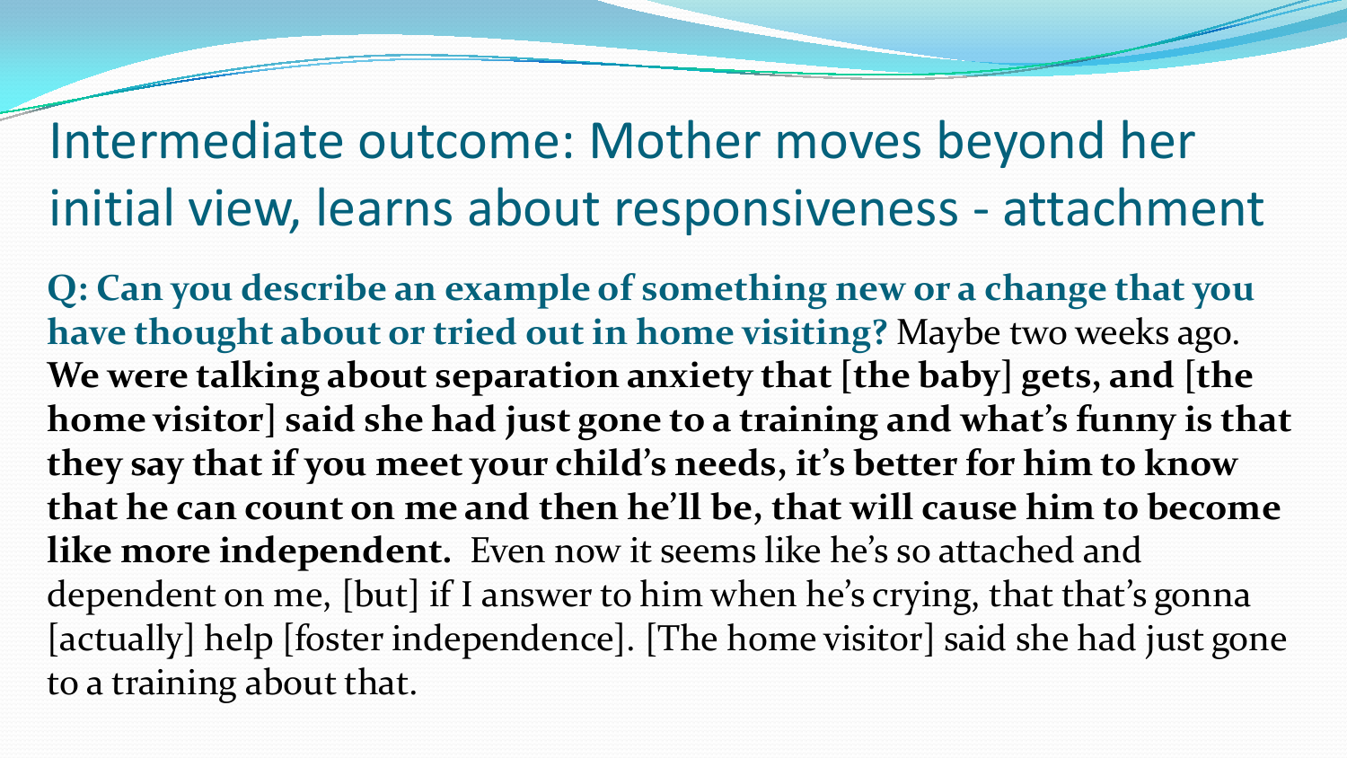# Intermediate outcome: Mother moves beyond her initial view, learns about responsiveness - attachment

**Q: Can you describe an example of something new or a change that you have thought about or tried out in home visiting?** Maybe two weeks ago. **We were talking about separation anxiety that [the baby] gets, and [the home visitor] said she had just gone to a training and what's funny is that they say that if you meet your child's needs, it's better for him to know that he can count on me and then he'll be, that will cause him to become like more independent.** Even now it seems like he's so attached and dependent on me, [but] if I answer to him when he's crying, that that's gonna [actually] help [foster independence]. [The home visitor] said she had just gone to a training about that.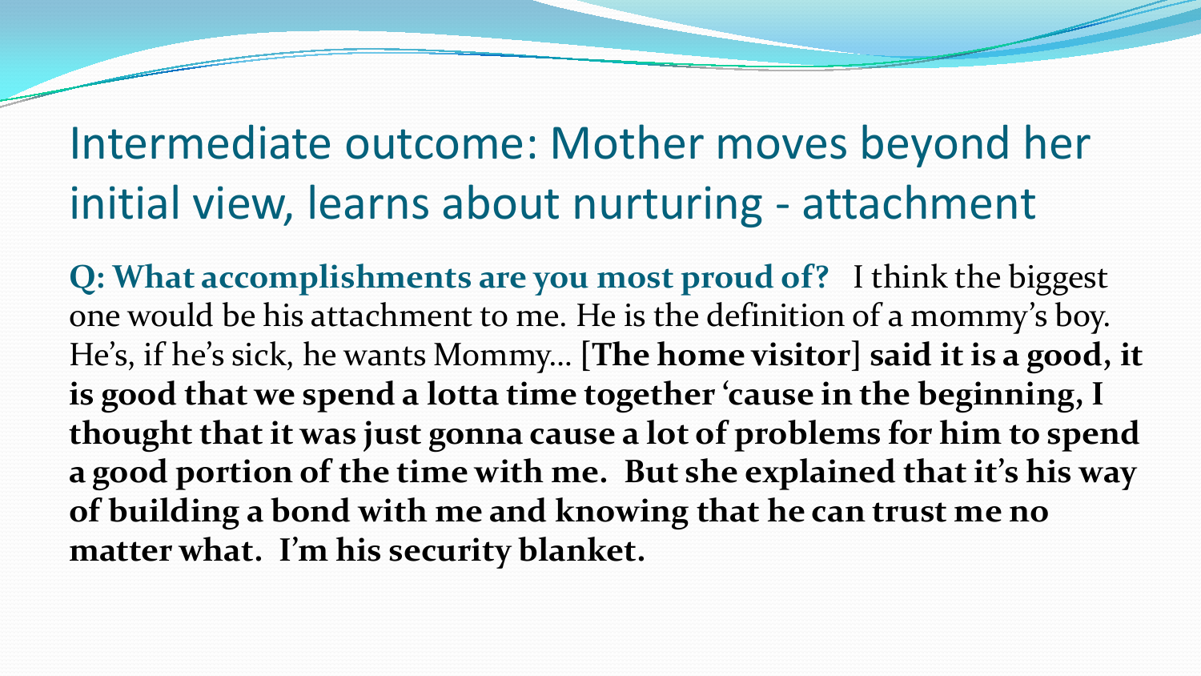# Intermediate outcome: Mother moves beyond her initial view, learns about nurturing - attachment

**Q: What accomplishments are you most proud of?** I think the biggest one would be his attachment to me. He is the definition of a mommy's boy. He's, if he's sick, he wants Mommy… **[The home visitor] said it is a good, it is good that we spend a lotta time together 'cause in the beginning, I thought that it was just gonna cause a lot of problems for him to spend a good portion of the time with me. But she explained that it's his way of building a bond with me and knowing that he can trust me no matter what. I'm his security blanket.**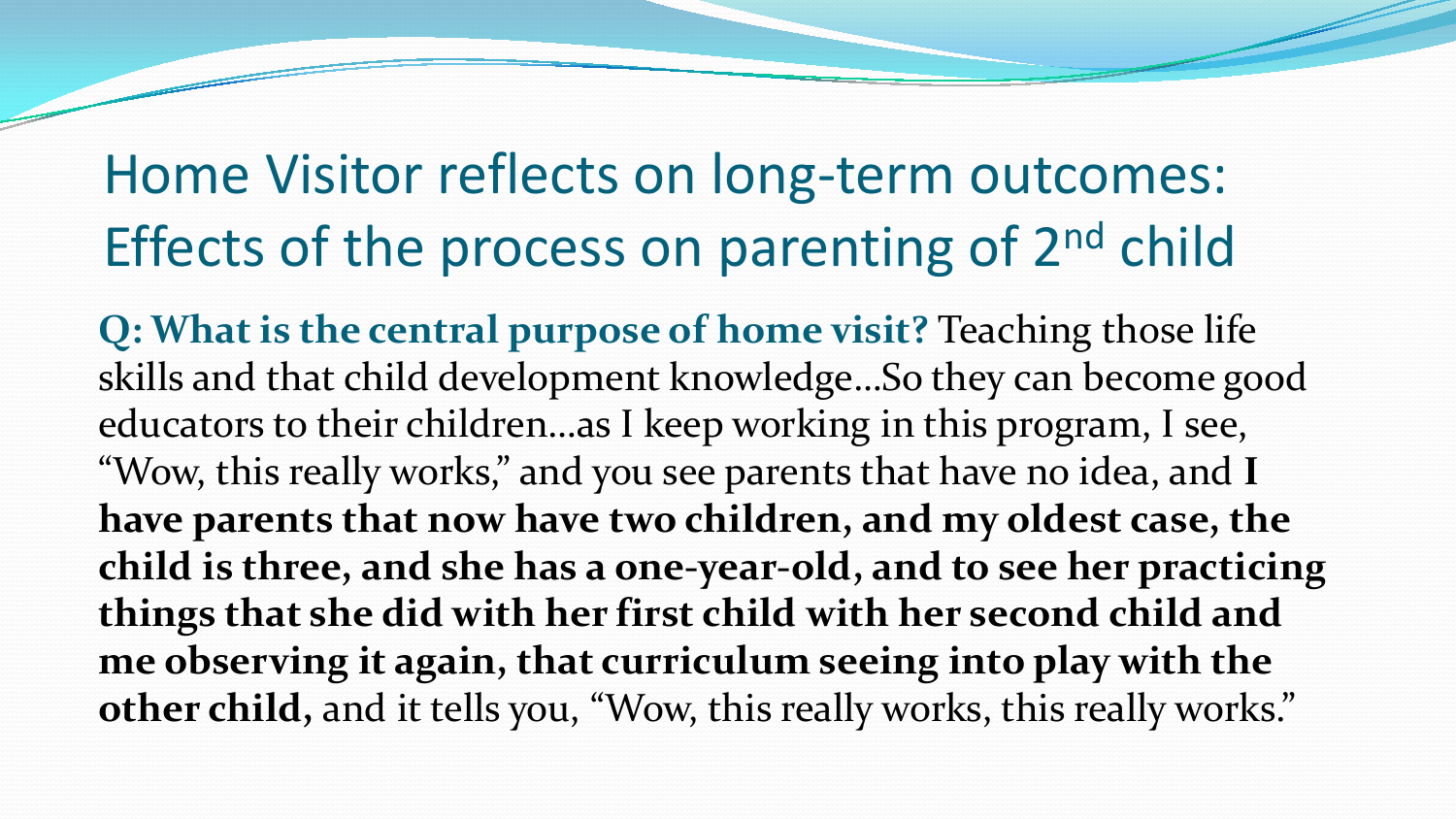# Home Visitor reflects on long-term outcomes: Effects of the process on parenting of 2nd child

**Q: What is the central purpose of home visit?** Teaching those life skills and that child development knowledge…So they can become good educators to their children…as I keep working in this program, I see, "Wow, this really works," and you see parents that have no idea, and **I have parents that now have two children, and my oldest case, the child is three, and she has a one-year-old, and to see her practicing things that she did with her first child with her second child and me observing it again, that curriculum seeing into play with the other child,** and it tells you, "Wow, this really works, this really works."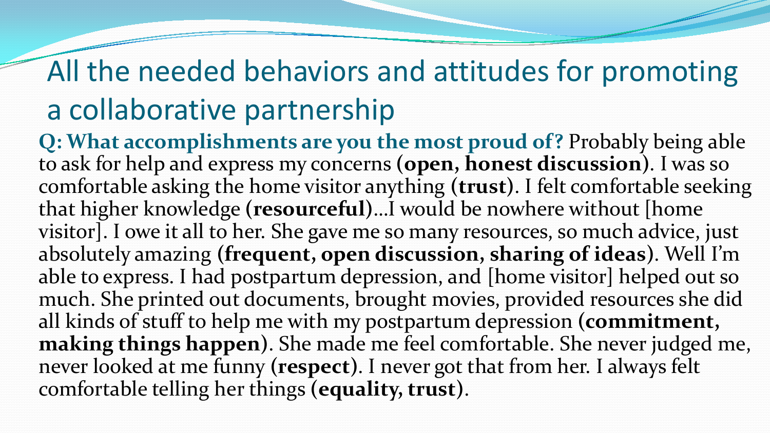# All the needed behaviors and attitudes for promoting a collaborative partnership

**Q: What accomplishments are you the most proud of?** Probably being able to ask for help and express my concerns (**open, honest discussion**). I was so comfortable asking the home visitor anything (**trust**). I felt comfortable seeking that higher knowledge (**resourceful**)…I would be nowhere without [home visitor]. I owe it all to her. She gave me so many resources, so much advice, just absolutely amazing (**frequent, open discussion, sharing of ideas**). Well I'm able to express. I had postpartum depression, and [home visitor] helped out so much. She printed out documents, brought movies, provided resources she did all kinds of stuff to help me with my postpartum depression (**commitment, making things happen**). She made me feel comfortable. She never judged me, never looked at me funny (**respect**). I never got that from her. I always felt comfortable telling her things (**equality, trust**).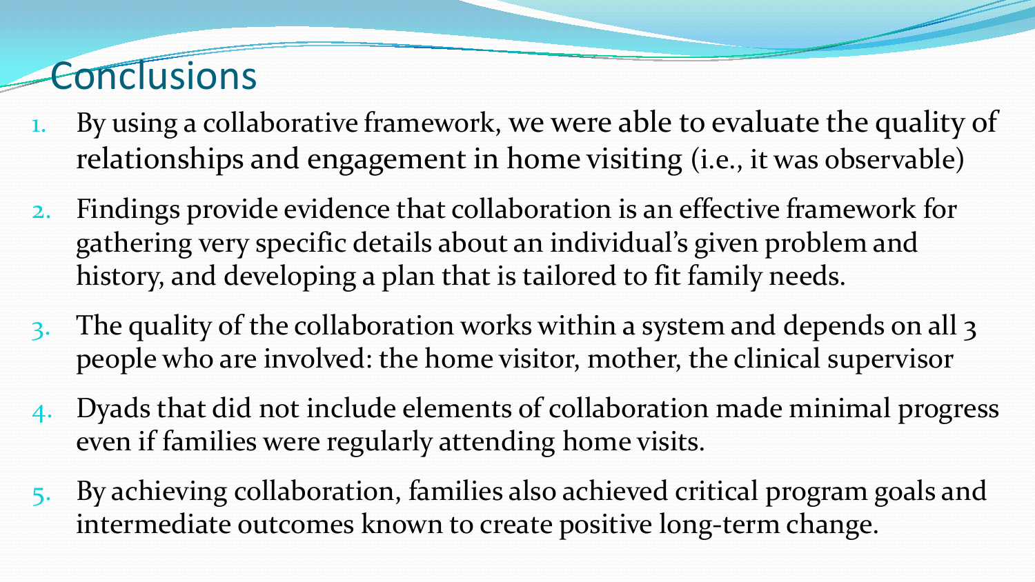# Conclusions

1. By using a collaborative framework, we were able to evaluate the quality of relationships and engagement in home visiting (i.e., it was observable)
2. Findings provide evidence that collaboration is an effective framework for gathering very specific details about an individual's given problem and history, and developing a plan that is tailored to fit family needs.
3. The quality of the collaboration works within a system and depends on all 3 people who are involved: the home visitor, mother, the clinical supervisor
4. Dyads that did not include elements of collaboration made minimal progress even if families were regularly attending home visits.
5. By achieving collaboration, families also achieved critical program goals and intermediate outcomes known to create positive long-term change.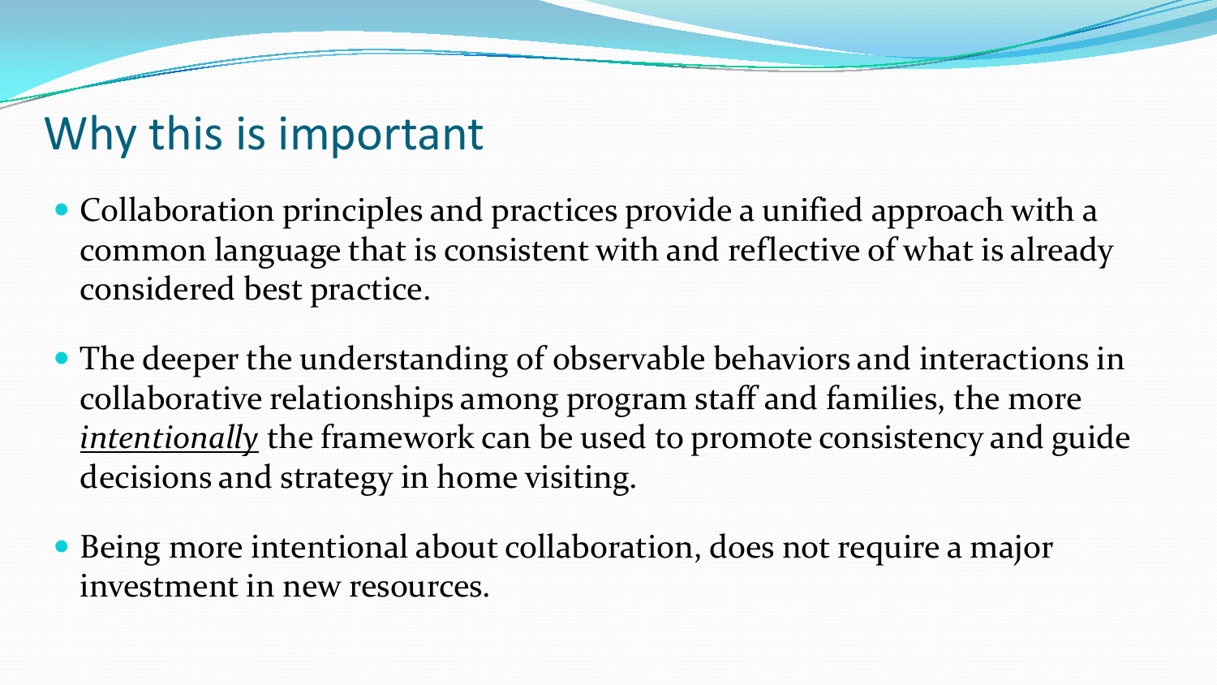# Why this is important

- Collaboration principles and practices provide a unified approach with a common language that is consistent with and reflective of what is already considered best practice.
- The deeper the understanding of observable behaviors and interactions in collaborative relationships among program staff and families, the more <u>*intentionally*</u> the framework can be used to promote consistency and guide decisions and strategy in home visiting.
- Being more intentional about collaboration, does not require a major investment in new resources.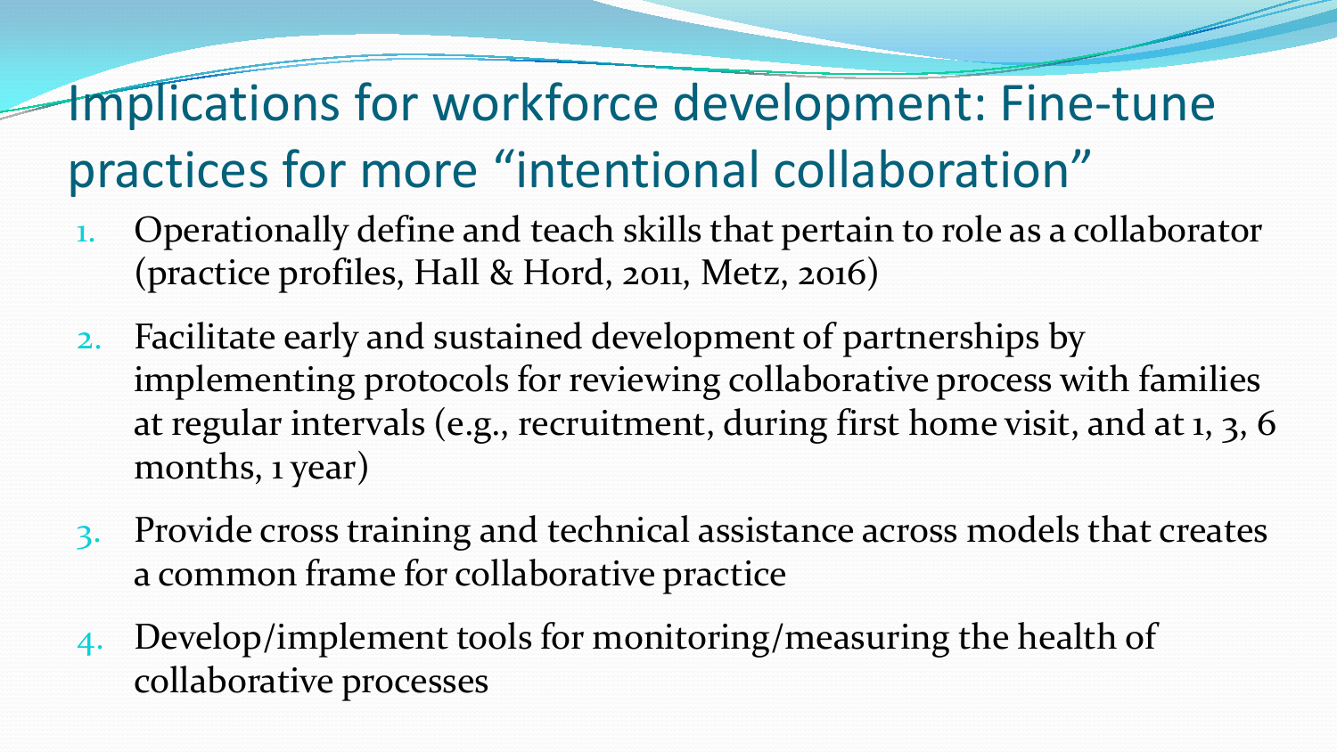# Implications for workforce development: Fine-tune practices for more "intentional collaboration"

1. Operationally define and teach skills that pertain to role as a collaborator (practice profiles, Hall & Hord, 2011, Metz, 2016)
2. Facilitate early and sustained development of partnerships by implementing protocols for reviewing collaborative process with families at regular intervals (e.g., recruitment, during first home visit, and at 1, 3, 6 months, 1 year)
3. Provide cross training and technical assistance across models that creates a common frame for collaborative practice
4. Develop/implement tools for monitoring/measuring the health of collaborative processes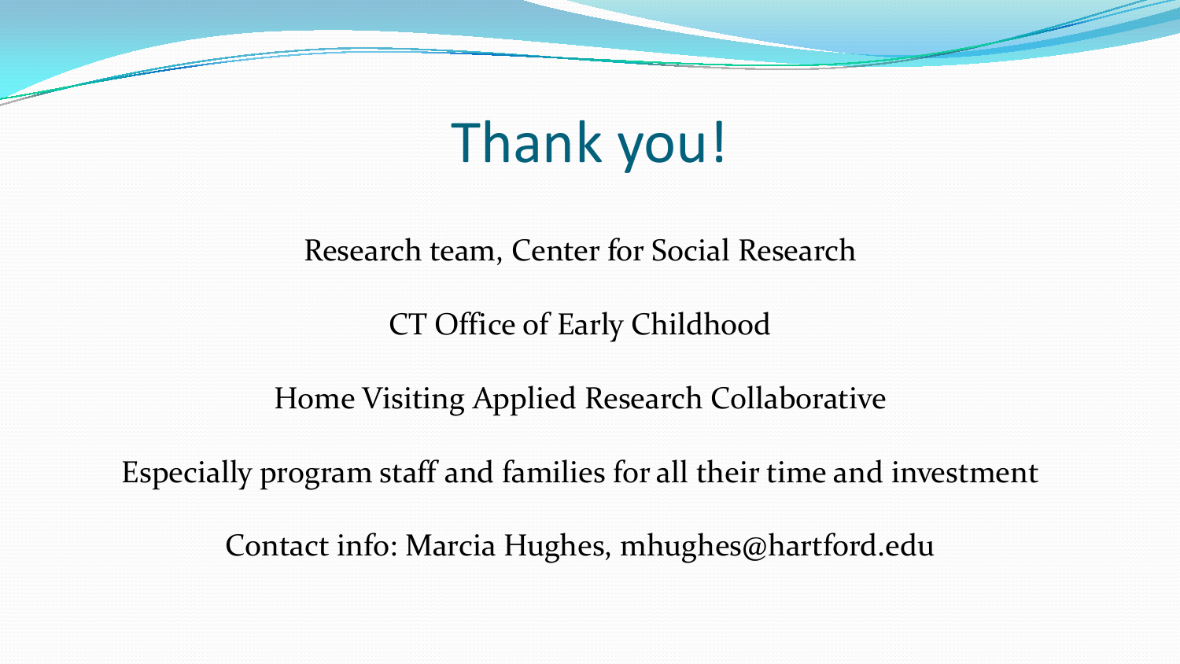# Thank you!

Research team, Center for Social Research

CT Office of Early Childhood

Home Visiting Applied Research Collaborative

Especially program staff and families for all their time and investment

Contact info: Marcia Hughes, mhughes@hartford.edu